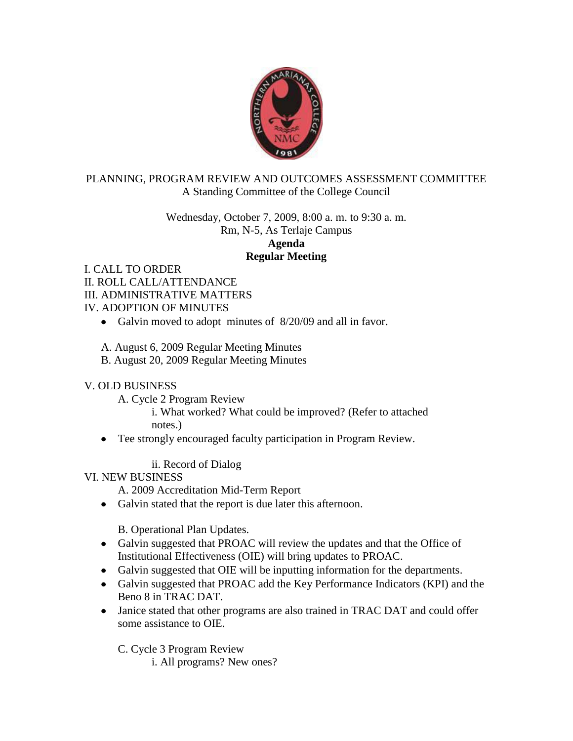PLANNING, PROGRAM REVIEW AND OUTCOMES ASSESSMENT COMMITTEE
A Standing Committee of the College Council

Wednesday, October 7, 2009, 8:00 a. m. to 9:30 a. m.
Rm, N-5, As Terlaje Campus

**Agenda**
**Regular Meeting**

I. CALL TO ORDER
II. ROLL CALL/ATTENDANCE
III. ADMINISTRATIVE MATTERS
IV. ADOPTION OF MINUTES

- Galvin moved to adopt minutes of 8/20/09 and all in favor.

A. August 6, 2009 Regular Meeting Minutes
B. August 20, 2009 Regular Meeting Minutes

V. OLD BUSINESS

A. Cycle 2 Program Review

i. What worked? What could be improved? (Refer to attached notes.)

- Tee strongly encouraged faculty participation in Program Review.

ii. Record of Dialog

VI. NEW BUSINESS

A. 2009 Accreditation Mid-Term Report

- Galvin stated that the report is due later this afternoon.

B. Operational Plan Updates.

- Galvin suggested that PROAC will review the updates and that the Office of Institutional Effectiveness (OIE) will bring updates to PROAC.
- Galvin suggested that OIE will be inputting information for the departments.
- Galvin suggested that PROAC add the Key Performance Indicators (KPI) and the Beno 8 in TRAC DAT.
- Janice stated that other programs are also trained in TRAC DAT and could offer some assistance to OIE.

C. Cycle 3 Program Review

i. All programs? New ones?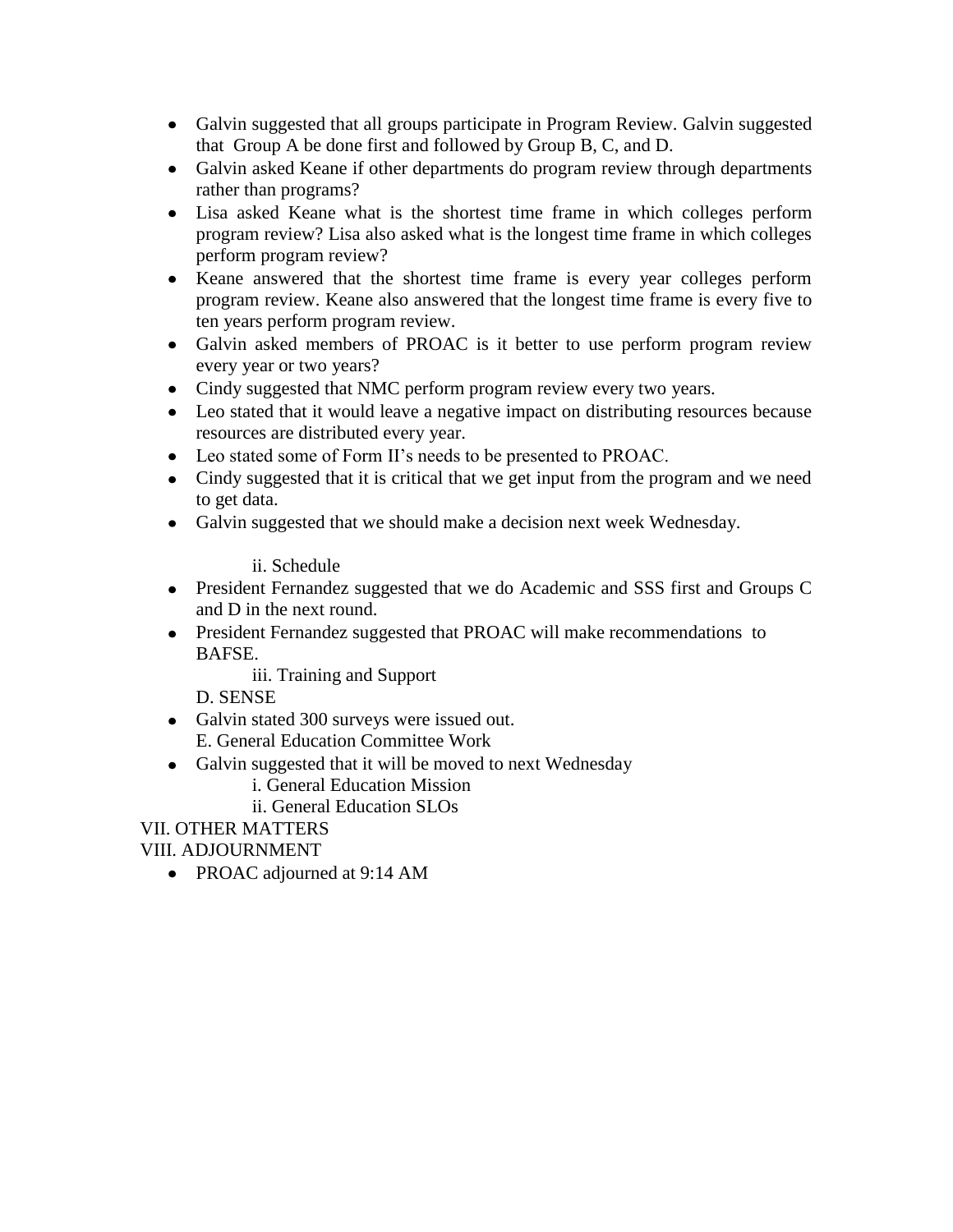- Galvin suggested that all groups participate in Program Review. Galvin suggested that Group A be done first and followed by Group B, C, and D.
- Galvin asked Keane if other departments do program review through departments rather than programs?
- Lisa asked Keane what is the shortest time frame in which colleges perform program review? Lisa also asked what is the longest time frame in which colleges perform program review?
- Keane answered that the shortest time frame is every year colleges perform program review. Keane also answered that the longest time frame is every five to ten years perform program review.
- Galvin asked members of PROAC is it better to use perform program review every year or two years?
- Cindy suggested that NMC perform program review every two years.
- Leo stated that it would leave a negative impact on distributing resources because resources are distributed every year.
- Leo stated some of Form II's needs to be presented to PROAC.
- Cindy suggested that it is critical that we get input from the program and we need to get data.
- Galvin suggested that we should make a decision next week Wednesday.

ii. Schedule

- President Fernandez suggested that we do Academic and SSS first and Groups C and D in the next round.
- President Fernandez suggested that PROAC will make recommendations to BAFSE.

iii. Training and Support

D. SENSE

- Galvin stated 300 surveys were issued out.

E. General Education Committee Work

- Galvin suggested that it will be moved to next Wednesday

i. General Education Mission

ii. General Education SLOs

VII. OTHER MATTERS

VIII. ADJOURNMENT

- PROAC adjourned at 9:14 AM